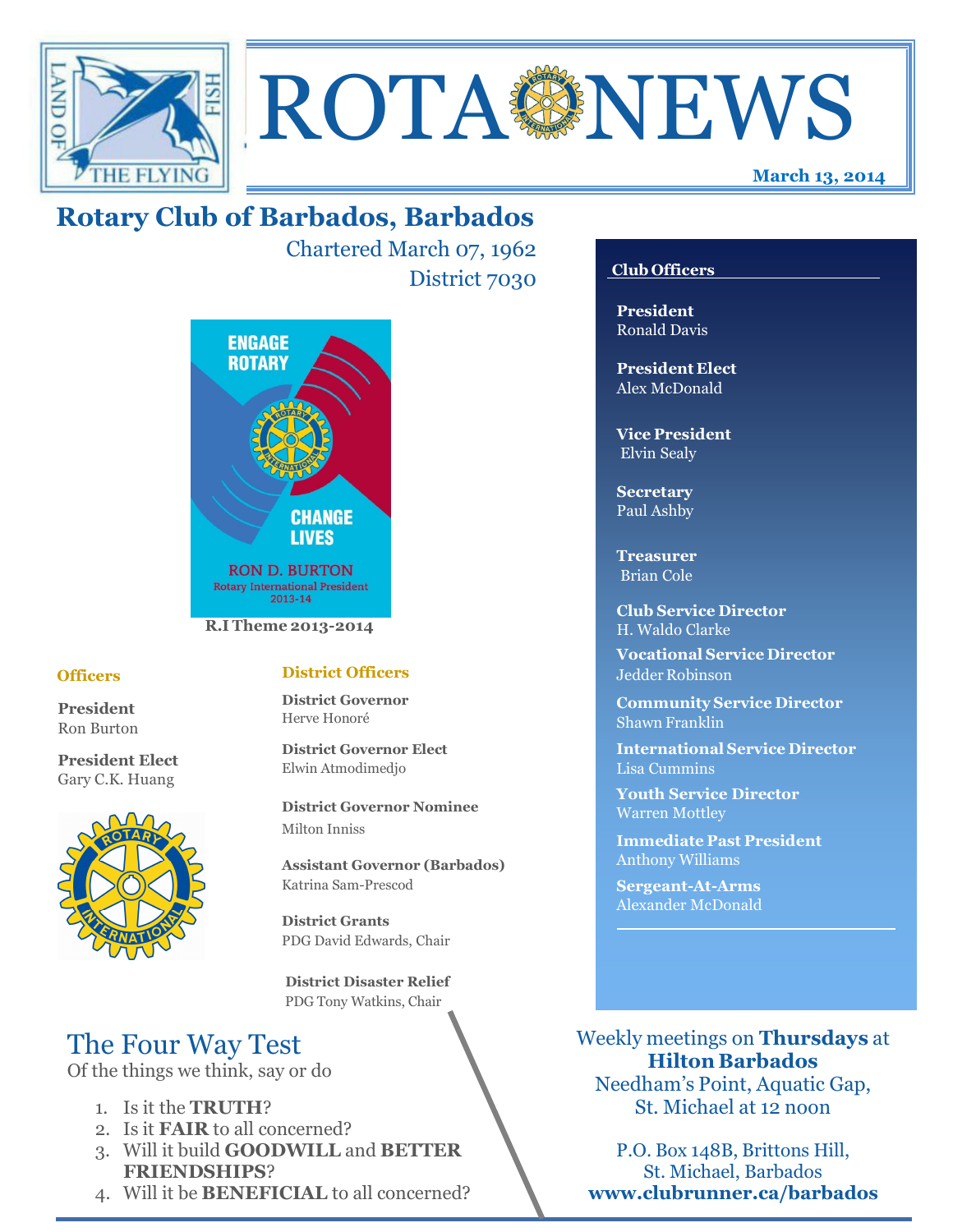# ROTA NEWS

**March 13, 2014**

## Rotary Club of Barbados, Barbados

Chartered March 07, 1962

District 7030

ENGAGE ROTARY

CHANGE LIVES

RON D. BURTON
Rotary International President 2013-14

**R.I Theme 2013-2014**

### Officers

**President**
Ron Burton

**President Elect**
Gary C.K. Huang

### District Officers

**District Governor**
Herve Honoré

**District Governor Elect**
Elwin Atmodimedjo

**District Governor Nominee**
Milton Inniss

**Assistant Governor (Barbados)**
Katrina Sam-Prescod

**District Grants**
PDG David Edwards, Chair

**District Disaster Relief**
PDG Tony Watkins, Chair

### Club Officers

**President**
Ronald Davis

**President Elect**
Alex McDonald

**Vice President**
Elvin Sealy

**Secretary**
Paul Ashby

**Treasurer**
Brian Cole

**Club Service Director**
H. Waldo Clarke

**Vocational Service Director**
Jedder Robinson

**Community Service Director**
Shawn Franklin

**International Service Director**
Lisa Cummins

**Youth Service Director**
Warren Mottley

**Immediate Past President**
Anthony Williams

**Sergeant-At-Arms**
Alexander McDonald

## The Four Way Test

Of the things we think, say or do

1. Is it the **TRUTH**?
2. Is it **FAIR** to all concerned?
3. Will it build **GOODWILL** and **BETTER FRIENDSHIPS**?
4. Will it be **BENEFICIAL** to all concerned?

Weekly meetings on **Thursdays** at **Hilton Barbados**
Needham's Point, Aquatic Gap,
St. Michael at 12 noon

P.O. Box 148B, Brittons Hill,
St. Michael, Barbados
**www.clubrunner.ca/barbados**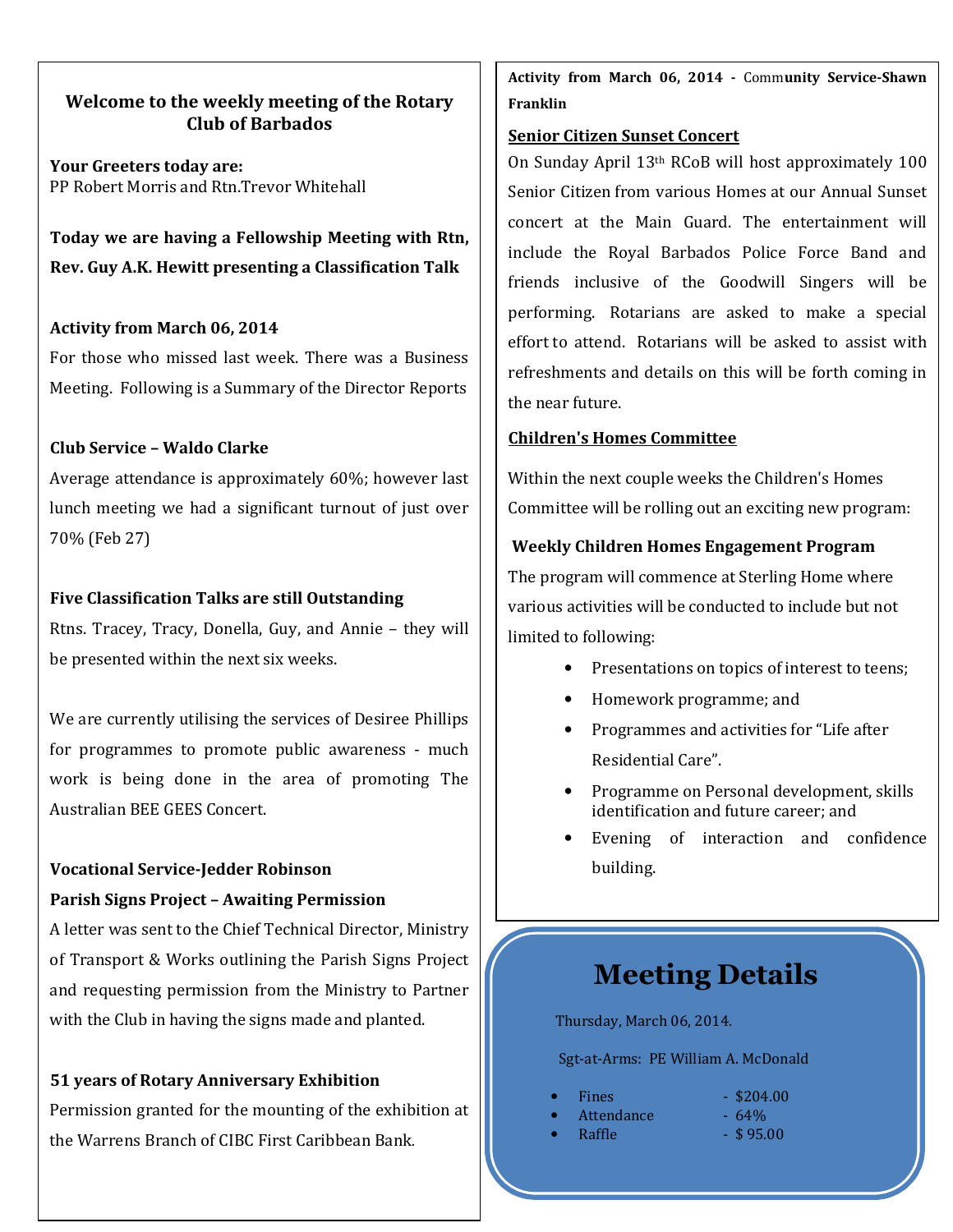## Welcome to the weekly meeting of the Rotary Club of Barbados

**Your Greeters today are:**
PP Robert Morris and Rtn.Trevor Whitehall

**Today we are having a Fellowship Meeting with Rtn, Rev. Guy A.K. Hewitt presenting a Classification Talk**

**Activity from March 06, 2014**

For those who missed last week. There was a Business Meeting. Following is a Summary of the Director Reports

**Club Service – Waldo Clarke**

Average attendance is approximately 60%; however last lunch meeting we had a significant turnout of just over 70% (Feb 27)

**Five Classification Talks are still Outstanding**

Rtns. Tracey, Tracy, Donella, Guy, and Annie – they will be presented within the next six weeks.

We are currently utilising the services of Desiree Phillips for programmes to promote public awareness - much work is being done in the area of promoting The Australian BEE GEES Concert.

**Vocational Service-Jedder Robinson**

**Parish Signs Project – Awaiting Permission**

A letter was sent to the Chief Technical Director, Ministry of Transport & Works outlining the Parish Signs Project and requesting permission from the Ministry to Partner with the Club in having the signs made and planted.

**51 years of Rotary Anniversary Exhibition**

Permission granted for the mounting of the exhibition at the Warrens Branch of CIBC First Caribbean Bank.

**Activity from March 06, 2014 - Community Service-Shawn Franklin**

**Senior Citizen Sunset Concert**

On Sunday April 13th RCoB will host approximately 100 Senior Citizen from various Homes at our Annual Sunset concert at the Main Guard. The entertainment will include the Royal Barbados Police Force Band and friends inclusive of the Goodwill Singers will be performing. Rotarians are asked to make a special effort to attend. Rotarians will be asked to assist with refreshments and details on this will be forth coming in the near future.

**Children's Homes Committee**

Within the next couple weeks the Children's Homes Committee will be rolling out an exciting new program:

**Weekly Children Homes Engagement Program**

The program will commence at Sterling Home where various activities will be conducted to include but not limited to following:

- Presentations on topics of interest to teens;
- Homework programme; and
- Programmes and activities for "Life after Residential Care".
- Programme on Personal development, skills identification and future career; and
- Evening of interaction and confidence building.

## Meeting Details

Thursday, March 06, 2014.

Sgt-at-Arms: PE William A. McDonald

- Fines - $204.00
- Attendance - 64%
- Raffle - $ 95.00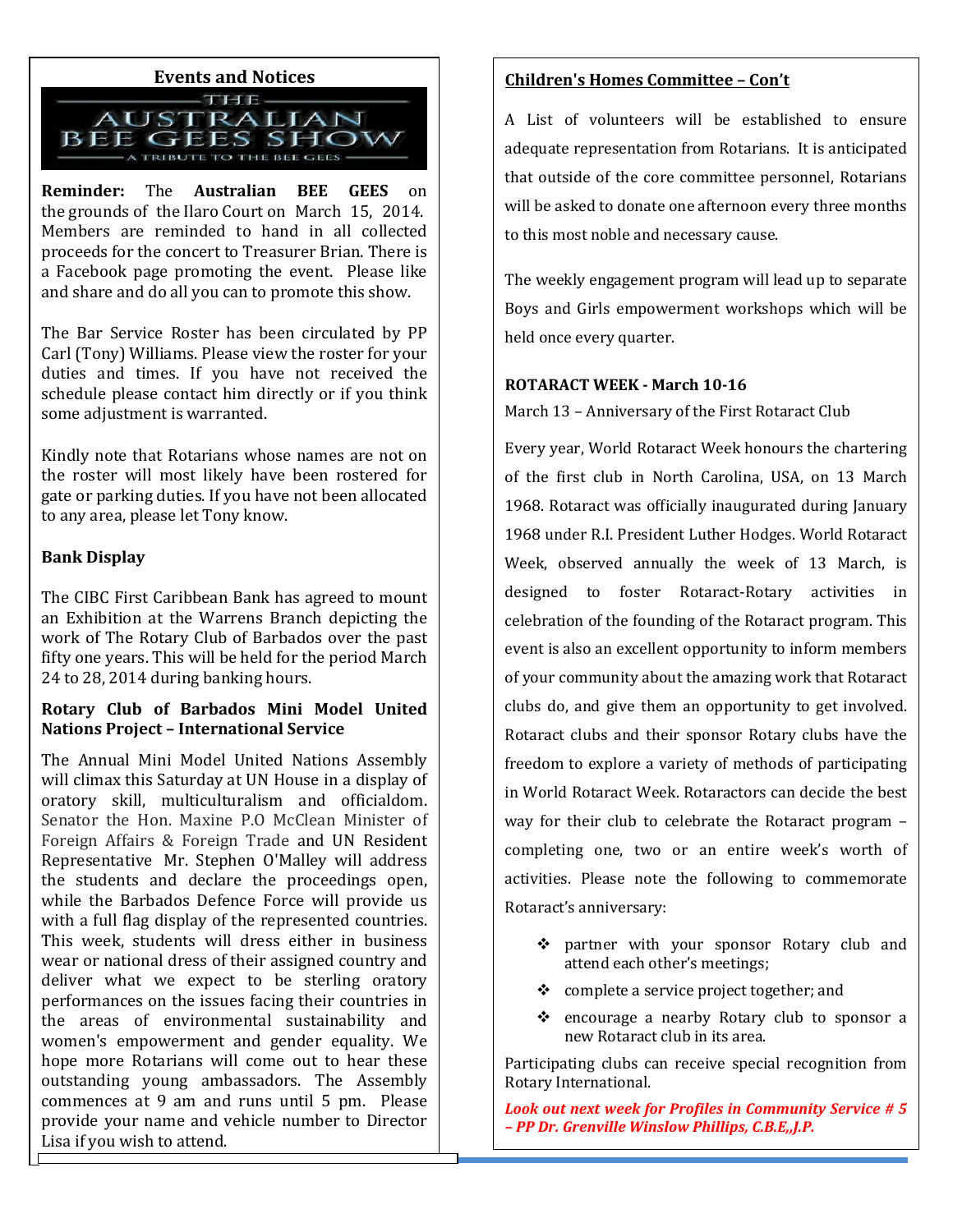## Events and Notices

THE AUSTRALIAN BEE GEES SHOW
A TRIBUTE TO THE BEE GEES

**Reminder:** The **Australian BEE GEES** on the grounds of the Ilaro Court on March 15, 2014. Members are reminded to hand in all collected proceeds for the concert to Treasurer Brian. There is a Facebook page promoting the event. Please like and share and do all you can to promote this show.

The Bar Service Roster has been circulated by PP Carl (Tony) Williams. Please view the roster for your duties and times. If you have not received the schedule please contact him directly or if you think some adjustment is warranted.

Kindly note that Rotarians whose names are not on the roster will most likely have been rostered for gate or parking duties. If you have not been allocated to any area, please let Tony know.

### Bank Display

The CIBC First Caribbean Bank has agreed to mount an Exhibition at the Warrens Branch depicting the work of The Rotary Club of Barbados over the past fifty one years. This will be held for the period March 24 to 28, 2014 during banking hours.

### Rotary Club of Barbados Mini Model United Nations Project – International Service

The Annual Mini Model United Nations Assembly will climax this Saturday at UN House in a display of oratory skill, multiculturalism and officialdom. Senator the Hon. Maxine P.O McClean Minister of Foreign Affairs & Foreign Trade and UN Resident Representative Mr. Stephen O'Malley will address the students and declare the proceedings open, while the Barbados Defence Force will provide us with a full flag display of the represented countries. This week, students will dress either in business wear or national dress of their assigned country and deliver what we expect to be sterling oratory performances on the issues facing their countries in the areas of environmental sustainability and women's empowerment and gender equality. We hope more Rotarians will come out to hear these outstanding young ambassadors. The Assembly commences at 9 am and runs until 5 pm. Please provide your name and vehicle number to Director Lisa if you wish to attend.

## Children's Homes Committee – Con't

A List of volunteers will be established to ensure adequate representation from Rotarians. It is anticipated that outside of the core committee personnel, Rotarians will be asked to donate one afternoon every three months to this most noble and necessary cause.

The weekly engagement program will lead up to separate Boys and Girls empowerment workshops which will be held once every quarter.

### ROTARACT WEEK - March 10-16

March 13 – Anniversary of the First Rotaract Club

Every year, World Rotaract Week honours the chartering of the first club in North Carolina, USA, on 13 March 1968. Rotaract was officially inaugurated during January 1968 under R.I. President Luther Hodges. World Rotaract Week, observed annually the week of 13 March, is designed to foster Rotaract-Rotary activities in celebration of the founding of the Rotaract program. This event is also an excellent opportunity to inform members of your community about the amazing work that Rotaract clubs do, and give them an opportunity to get involved. Rotaract clubs and their sponsor Rotary clubs have the freedom to explore a variety of methods of participating in World Rotaract Week. Rotaractors can decide the best way for their club to celebrate the Rotaract program – completing one, two or an entire week's worth of activities. Please note the following to commemorate Rotaract's anniversary:

- partner with your sponsor Rotary club and attend each other's meetings;
- complete a service project together; and
- encourage a nearby Rotary club to sponsor a new Rotaract club in its area.

Participating clubs can receive special recognition from Rotary International.

***Look out next week for Profiles in Community Service # 5 – PP Dr. Grenville Winslow Phillips, C.B.E,,J.P.***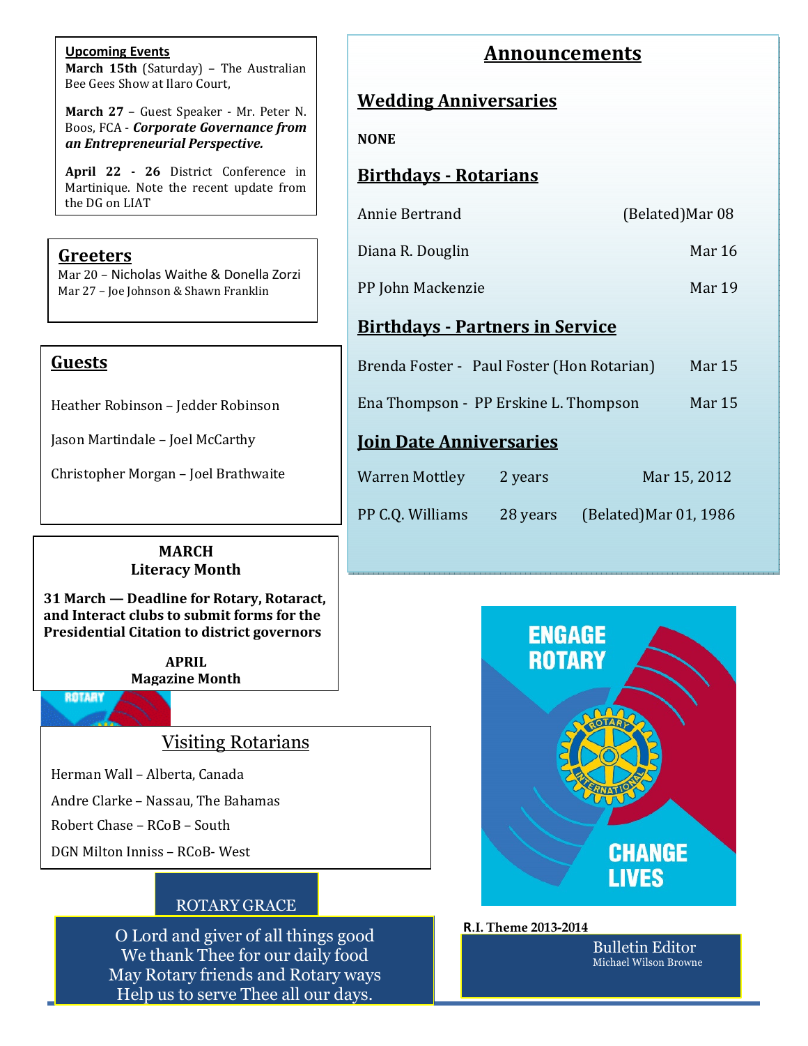**Upcoming Events**

**March 15th** (Saturday) – The Australian Bee Gees Show at Ilaro Court,

**March 27** – Guest Speaker - Mr. Peter N. Boos, FCA - ***Corporate Governance from an Entrepreneurial Perspective.***

**April 22 - 26** District Conference in Martinique. Note the recent update from the DG on LIAT

## Greeters

Mar 20 – Nicholas Waithe & Donella Zorzi
Mar 27 – Joe Johnson & Shawn Franklin

## Guests

Heather Robinson – Jedder Robinson

Jason Martindale – Joel McCarthy

Christopher Morgan – Joel Brathwaite

**MARCH**
**Literacy Month**

**31 March — Deadline for Rotary, Rotaract, and Interact clubs to submit forms for the Presidential Citation to district governors**

**APRIL**
**Magazine Month**

## Visiting Rotarians

Herman Wall – Alberta, Canada

Andre Clarke – Nassau, The Bahamas

Robert Chase – RCoB – South

DGN Milton Inniss – RCoB- West

ROTARY GRACE

O Lord and giver of all things good
We thank Thee for our daily food
May Rotary friends and Rotary ways
Help us to serve Thee all our days.

# Announcements

## Wedding Anniversaries

**NONE**

## Birthdays - Rotarians

| | |
|---|---|
| Annie Bertrand | (Belated)Mar 08 |
| Diana R. Douglin | Mar 16 |
| PP John Mackenzie | Mar 19 |

## Birthdays - Partners in Service

| | |
|---|---|
| Brenda Foster - Paul Foster (Hon Rotarian) | Mar 15 |
| Ena Thompson - PP Erskine L. Thompson | Mar 15 |

## Join Date Anniversaries

| | | |
|---|---|---|
| Warren Mottley | 2 years | Mar 15, 2012 |
| PP C.Q. Williams | 28 years | (Belated)Mar 01, 1986 |

ENGAGE ROTARY CHANGE LIVES

**R.I. Theme 2013-2014**

Bulletin Editor
Michael Wilson Browne